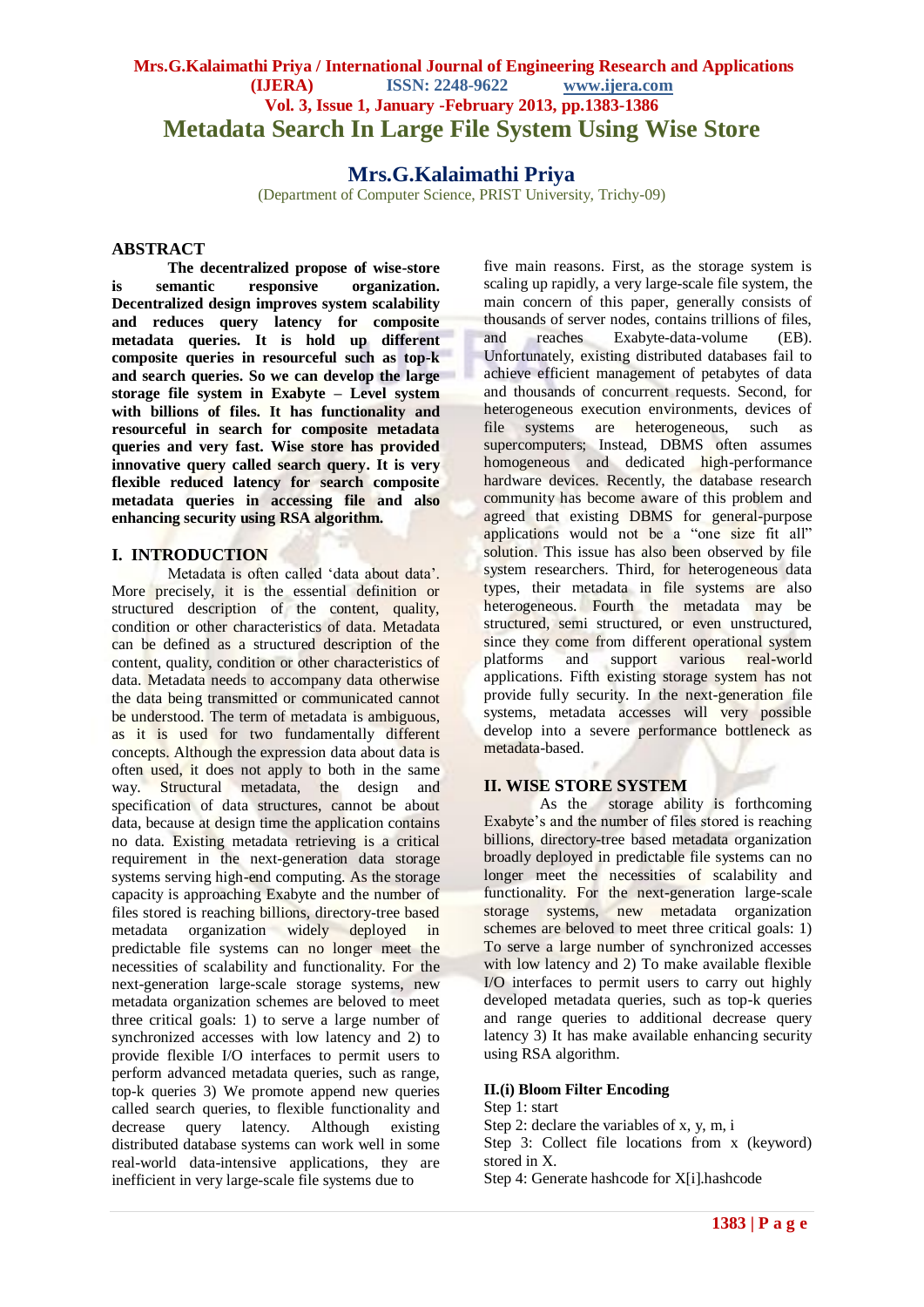# Metadata Search In Large File System Using Wise Store

**Mrs.G.Kalaimathi Priya**

(Department of Computer Science, PRIST University, Trichy-09)

## ABSTRACT

**The decentralized propose of wise-store is semantic responsive organization. Decentralized design improves system scalability and reduces query latency for composite metadata queries. It is hold up different composite queries in resourceful such as top-k and search queries. So we can develop the large storage file system in Exabyte – Level system with billions of files. It has functionality and resourceful in search for composite metadata queries and very fast. Wise store has provided innovative query called search query. It is very flexible reduced latency for search composite metadata queries in accessing file and also enhancing security using RSA algorithm.**

## I. INTRODUCTION

Metadata is often called 'data about data'. More precisely, it is the essential definition or structured description of the content, quality, condition or other characteristics of data. Metadata can be defined as a structured description of the content, quality, condition or other characteristics of data. Metadata needs to accompany data otherwise the data being transmitted or communicated cannot be understood. The term of metadata is ambiguous, as it is used for two fundamentally different concepts. Although the expression data about data is often used, it does not apply to both in the same way. Structural metadata, the design and specification of data structures, cannot be about data, because at design time the application contains no data. Existing metadata retrieving is a critical requirement in the next-generation data storage systems serving high-end computing. As the storage capacity is approaching Exabyte and the number of files stored is reaching billions, directory-tree based metadata organization widely deployed in predictable file systems can no longer meet the necessities of scalability and functionality. For the next-generation large-scale storage systems, new metadata organization schemes are beloved to meet three critical goals: 1) to serve a large number of synchronized accesses with low latency and 2) to provide flexible I/O interfaces to permit users to perform advanced metadata queries, such as range, top-k queries 3) We promote append new queries called search queries, to flexible functionality and decrease query latency. Although existing distributed database systems can work well in some real-world data-intensive applications, they are inefficient in very large-scale file systems due to five main reasons. First, as the storage system is scaling up rapidly, a very large-scale file system, the main concern of this paper, generally consists of thousands of server nodes, contains trillions of files, and reaches Exabyte-data-volume (EB). Unfortunately, existing distributed databases fail to achieve efficient management of petabytes of data and thousands of concurrent requests. Second, for heterogeneous execution environments, devices of file systems are heterogeneous, such as supercomputers; Instead, DBMS often assumes homogeneous and dedicated high-performance hardware devices. Recently, the database research community has become aware of this problem and agreed that existing DBMS for general-purpose applications would not be a "one size fit all" solution. This issue has also been observed by file system researchers. Third, for heterogeneous data types, their metadata in file systems are also heterogeneous. Fourth the metadata may be structured, semi structured, or even unstructured, since they come from different operational system platforms and support various real-world applications. Fifth existing storage system has not provide fully security. In the next-generation file systems, metadata accesses will very possible develop into a severe performance bottleneck as metadata-based.

## II. WISE STORE SYSTEM

As the storage ability is forthcoming Exabyte's and the number of files stored is reaching billions, directory-tree based metadata organization broadly deployed in predictable file systems can no longer meet the necessities of scalability and functionality. For the next-generation large-scale storage systems, new metadata organization schemes are beloved to meet three critical goals: 1) To serve a large number of synchronized accesses with low latency and 2) To make available flexible I/O interfaces to permit users to carry out highly developed metadata queries, such as top-k queries and range queries to additional decrease query latency 3) It has make available enhancing security using RSA algorithm.

### II.(i) Bloom Filter Encoding

Step 1: start

Step 2: declare the variables of x, y, m, i

Step 3: Collect file locations from x (keyword) stored in X.

Step 4: Generate hashcode for X[i].hashcode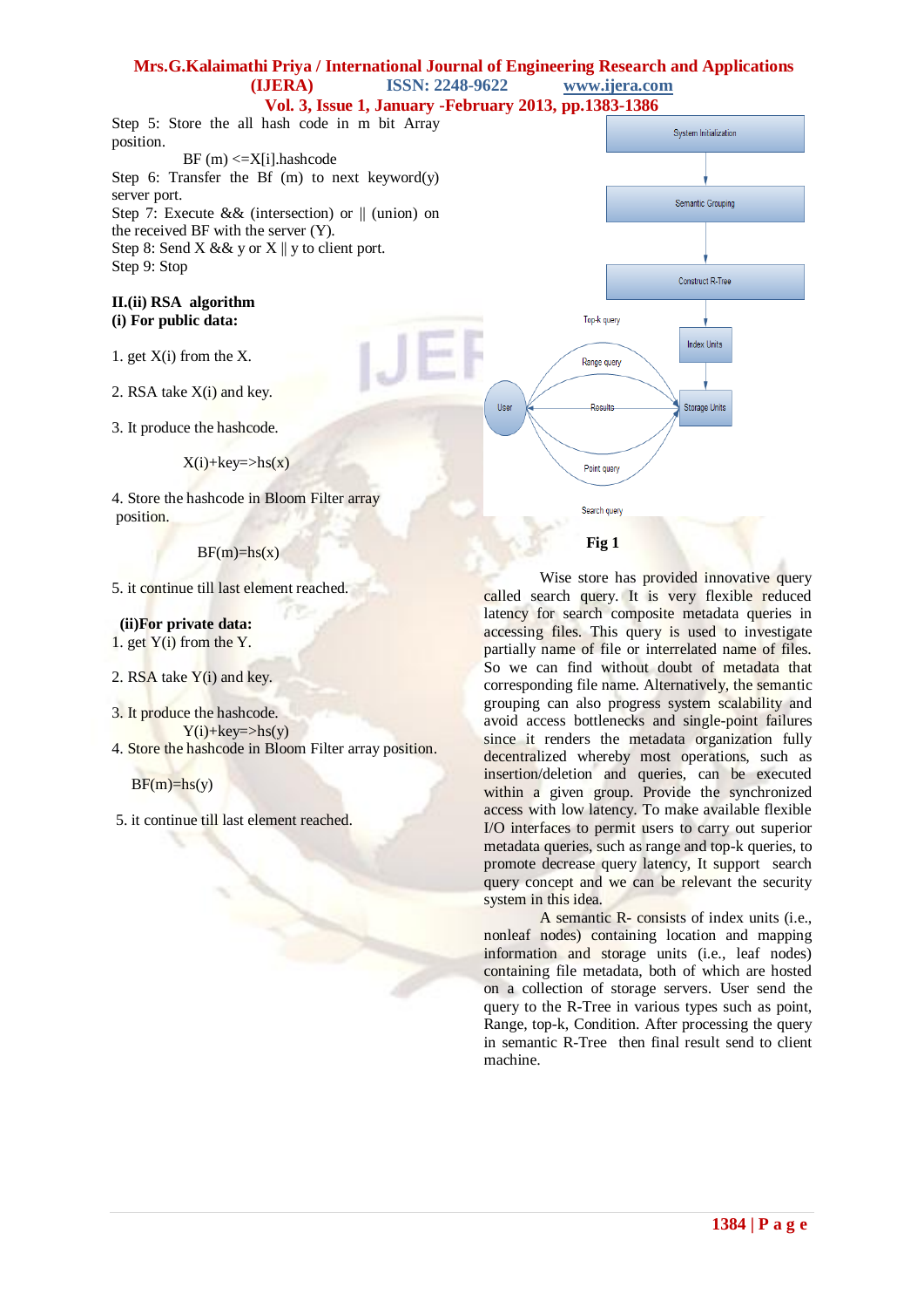Step 5: Store the all hash code in m bit Array position.

BF (m) <=X[i].hashcode

Step 6: Transfer the Bf (m) to next keyword(y) server port.

Step 7: Execute && (intersection) or || (union) on the received BF with the server (Y).

Step 8: Send X && y or X || y to client port.

Step 9: Stop

**II.(ii) RSA algorithm**

**(i) For public data:**

1. get X(i) from the X.

2. RSA take X(i) and key.

3. It produce the hashcode.

X(i)+key=>hs(x)

4. Store the hashcode in Bloom Filter array position.

BF(m)=hs(x)

5. it continue till last element reached.

**(ii)For private data:**

1. get Y(i) from the Y.

2. RSA take Y(i) and key.

3. It produce the hashcode.

Y(i)+key=>hs(y)

4. Store the hashcode in Bloom Filter array position.

BF(m)=hs(y)

5. it continue till last element reached.

**Fig 1**

Wise store has provided innovative query called search query. It is very flexible reduced latency for search composite metadata queries in accessing files. This query is used to investigate partially name of file or interrelated name of files. So we can find without doubt of metadata that corresponding file name. Alternatively, the semantic grouping can also progress system scalability and avoid access bottlenecks and single-point failures since it renders the metadata organization fully decentralized whereby most operations, such as insertion/deletion and queries, can be executed within a given group. Provide the synchronized access with low latency. To make available flexible I/O interfaces to permit users to carry out superior metadata queries, such as range and top-k queries, to promote decrease query latency, It support search query concept and we can be relevant the security system in this idea.

A semantic R- consists of index units (i.e., nonleaf nodes) containing location and mapping information and storage units (i.e., leaf nodes) containing file metadata, both of which are hosted on a collection of storage servers. User send the query to the R-Tree in various types such as point, Range, top-k, Condition. After processing the query in semantic R-Tree then final result send to client machine.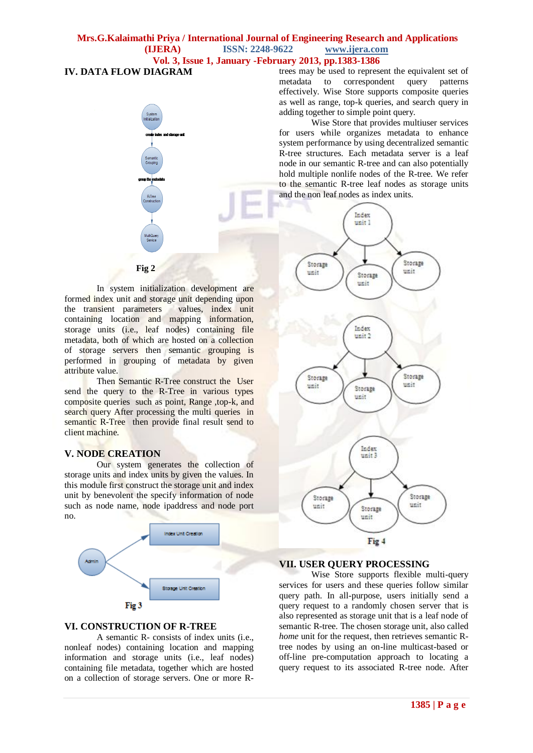## IV. DATA FLOW DIAGRAM

Fig 2

In system initialization development are formed index unit and storage unit depending upon the transient parameters values, index unit containing location and mapping information, storage units (i.e., leaf nodes) containing file metadata, both of which are hosted on a collection of storage servers then semantic grouping is performed in grouping of metadata by given attribute value.

Then Semantic R-Tree construct the User send the query to the R-Tree in various types composite queries such as point, Range ,top-k, and search query After processing the multi queries in semantic R-Tree then provide final result send to client machine.

## V. NODE CREATION

Our system generates the collection of storage units and index units by given the values. In this module first construct the storage unit and index unit by benevolent the specify information of node such as node name, node ipaddress and node port no.

Fig 3

## VI. CONSTRUCTION OF R-TREE

A semantic R- consists of index units (i.e., nonleaf nodes) containing location and mapping information and storage units (i.e., leaf nodes) containing file metadata, together which are hosted on a collection of storage servers. One or more R-trees may be used to represent the equivalent set of metadata to correspondent query patterns effectively. Wise Store supports composite queries as well as range, top-k queries, and search query in adding together to simple point query.

Wise Store that provides multiuser services for users while organizes metadata to enhance system performance by using decentralized semantic R-tree structures. Each metadata server is a leaf node in our semantic R-tree and can also potentially hold multiple nonlif nodes of the R-tree. We refer to the semantic R-tree leaf nodes as storage units and the non leaf nodes as index units.

Fig 4

## VII. USER QUERY PROCESSING

Wise Store supports flexible multi-query services for users and these queries follow similar query path. In all-purpose, users initially send a query request to a randomly chosen server that is also represented as storage unit that is a leaf node of semantic R-tree. The chosen storage unit, also called *home* unit for the request, then retrieves semantic R-tree nodes by using an on-line multicast-based or off-line pre-computation approach to locating a query request to its associated R-tree node. After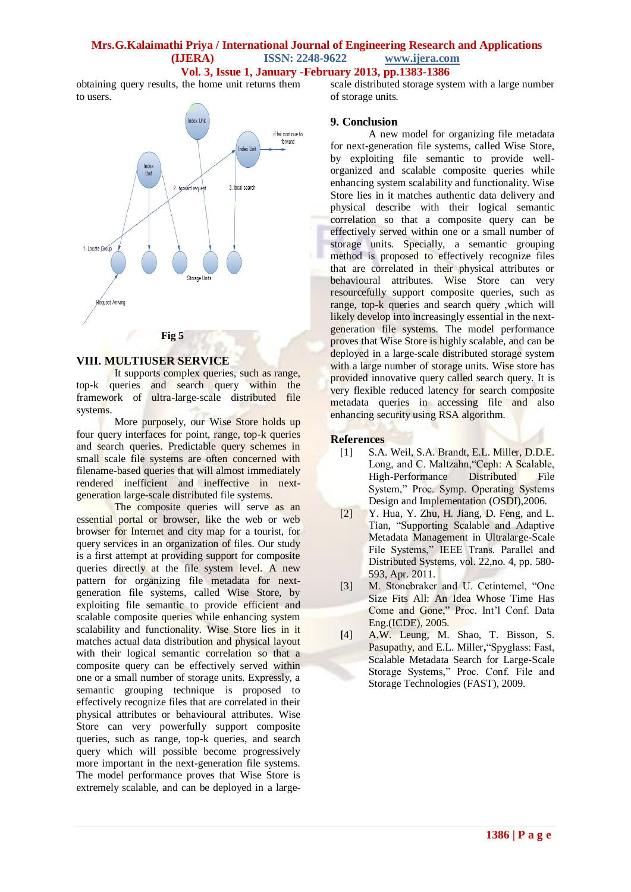obtaining query results, the home unit returns them to users.

Index Unit

if fail continue to forward

Index Unit

Index Unit

2. forward request

3. local search

1. Locate Group

Storage Units

Request Arriving

Fig 5

## VIII. MULTIUSER SERVICE

It supports complex queries, such as range, top-k queries and search query within the framework of ultra-large-scale distributed file systems.

More purposely, our Wise Store holds up four query interfaces for point, range, top-k queries and search queries. Predictable query schemes in small scale file systems are often concerned with filename-based queries that will almost immediately rendered inefficient and ineffective in next-generation large-scale distributed file systems.

The composite queries will serve as an essential portal or browser, like the web or web browser for Internet and city map for a tourist, for query services in an organization of files. Our study is a first attempt at providing support for composite queries directly at the file system level. A new pattern for organizing file metadata for next-generation file systems, called Wise Store, by exploiting file semantic to provide efficient and scalable composite queries while enhancing system scalability and functionality. Wise Store lies in it matches actual data distribution and physical layout with their logical semantic correlation so that a composite query can be effectively served within one or a small number of storage units. Expressly, a semantic grouping technique is proposed to effectively recognize files that are correlated in their physical attributes or behavioural attributes. Wise Store can very powerfully support composite queries, such as range, top-k queries, and search query which will possible become progressively more important in the next-generation file systems. The model performance proves that Wise Store is extremely scalable, and can be deployed in a large-scale distributed storage system with a large number of storage units.

## 9. Conclusion

A new model for organizing file metadata for next-generation file systems, called Wise Store, by exploiting file semantic to provide well-organized and scalable composite queries while enhancing system scalability and functionality. Wise Store lies in it matches authentic data delivery and physical describe with their logical semantic correlation so that a composite query can be effectively served within one or a small number of storage units. Specially, a semantic grouping method is proposed to effectively recognize files that are correlated in their physical attributes or behavioural attributes. Wise Store can very resourcefully support composite queries, such as range, top-k queries and search query ,which will likely develop into increasingly essential in the next-generation file systems. The model performance proves that Wise Store is highly scalable, and can be deployed in a large-scale distributed storage system with a large number of storage units. Wise store has provided innovative query called search query. It is very flexible reduced latency for search composite metadata queries in accessing file and also enhancing security using RSA algorithm.

## References

[1] S.A. Weil, S.A. Brandt, E.L. Miller, D.D.E. Long, and C. Maltzahn,"Ceph: A Scalable, High-Performance Distributed File System," Proc. Symp. Operating Systems Design and Implementation (OSDI),2006.

[2] Y. Hua, Y. Zhu, H. Jiang, D. Feng, and L. Tian, "Supporting Scalable and Adaptive Metadata Management in Ultralarge-Scale File Systems," IEEE Trans. Parallel and Distributed Systems, vol. 22,no. 4, pp. 580-593, Apr. 2011.

[3] M. Stonebraker and U. Cetintemel, "One Size Fits All: An Idea Whose Time Has Come and Gone," Proc. Int'l Conf. Data Eng.(ICDE), 2005.

[4] A.W. Leung, M. Shao, T. Bisson, S. Pasupathy, and E.L. Miller,"Spyglass: Fast, Scalable Metadata Search for Large-Scale Storage Systems," Proc. Conf. File and Storage Technologies (FAST), 2009.